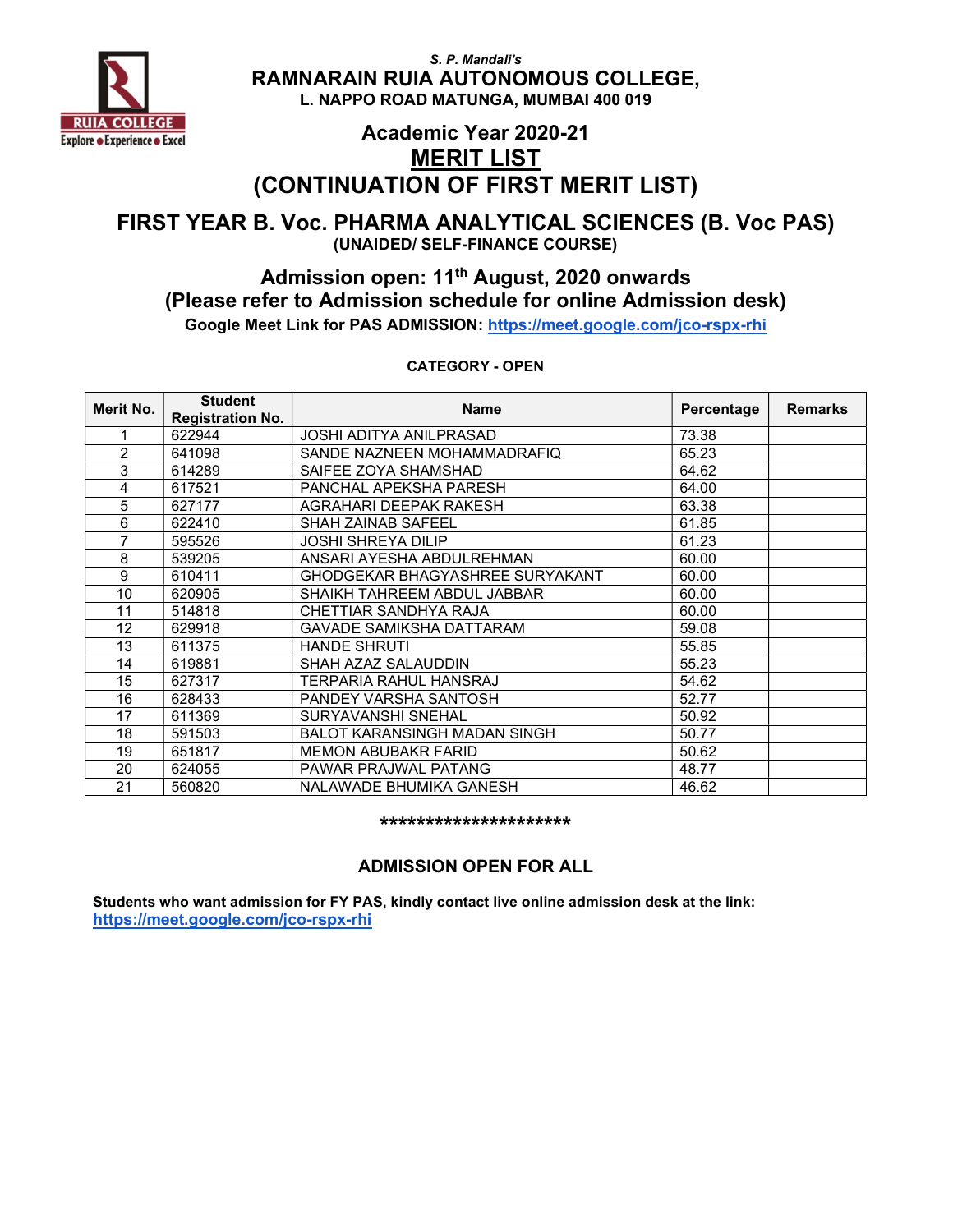*S. P. Mandali's*

# RAMNARAIN RUIA AUTONOMOUS COLLEGE,

**L. NAPPO ROAD MATUNGA, MUMBAI 400 019**

## Academic Year 2020-21

## MERIT LIST

## (CONTINUATION OF FIRST MERIT LIST)

## FIRST YEAR B. Voc. PHARMA ANALYTICAL SCIENCES (B. Voc PAS)

**(UNAIDED/ SELF-FINANCE COURSE)**

### Admission open: 11th August, 2020 onwards

### (Please refer to Admission schedule for online Admission desk)

**Google Meet Link for PAS ADMISSION: https://meet.google.com/jco-rspx-rhi**

**CATEGORY - OPEN**

| Merit No. | Student Registration No. | Name | Percentage | Remarks |
|---|---|---|---|---|
| 1 | 622944 | JOSHI ADITYA ANILPRASAD | 73.38 | |
| 2 | 641098 | SANDE NAZNEEN MOHAMMADRAFIQ | 65.23 | |
| 3 | 614289 | SAIFEE ZOYA SHAMSHAD | 64.62 | |
| 4 | 617521 | PANCHAL APEKSHA PARESH | 64.00 | |
| 5 | 627177 | AGRAHARI DEEPAK RAKESH | 63.38 | |
| 6 | 622410 | SHAH ZAINAB SAFEEL | 61.85 | |
| 7 | 595526 | JOSHI SHREYA DILIP | 61.23 | |
| 8 | 539205 | ANSARI AYESHA ABDULREHMAN | 60.00 | |
| 9 | 610411 | GHODGEKAR BHAGYASHREE SURYAKANT | 60.00 | |
| 10 | 620905 | SHAIKH TAHREEM ABDUL JABBAR | 60.00 | |
| 11 | 514818 | CHETTIAR SANDHYA RAJA | 60.00 | |
| 12 | 629918 | GAVADE SAMIKSHA DATTARAM | 59.08 | |
| 13 | 611375 | HANDE SHRUTI | 55.85 | |
| 14 | 619881 | SHAH AZAZ SALAUDDIN | 55.23 | |
| 15 | 627317 | TERPARIA RAHUL HANSRAJ | 54.62 | |
| 16 | 628433 | PANDEY VARSHA SANTOSH | 52.77 | |
| 17 | 611369 | SURYAVANSHI SNEHAL | 50.92 | |
| 18 | 591503 | BALOT KARANSINGH MADAN SINGH | 50.77 | |
| 19 | 651817 | MEMON ABUBAKR FARID | 50.62 | |
| 20 | 624055 | PAWAR PRAJWAL PATANG | 48.77 | |
| 21 | 560820 | NALAWADE BHUMIKA GANESH | 46.62 | |

*********************

**ADMISSION OPEN FOR ALL**

**Students who want admission for FY PAS, kindly contact live online admission desk at the link: https://meet.google.com/jco-rspx-rhi**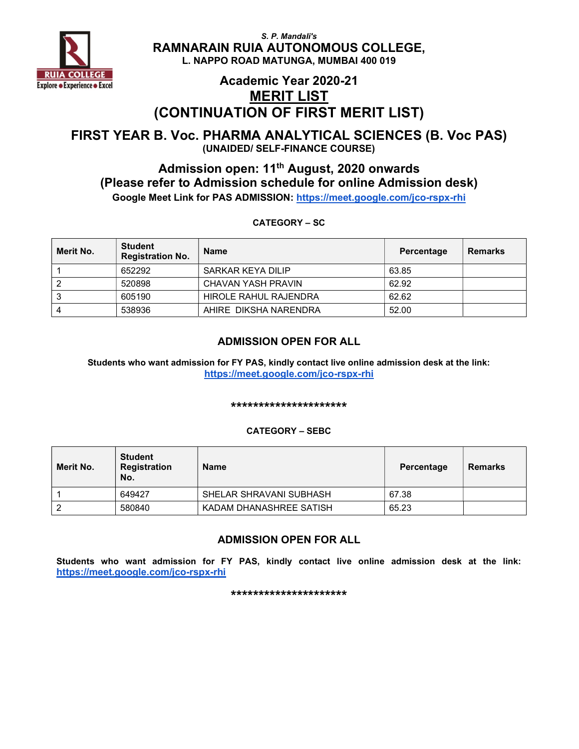*S. P. Mandali's*

**RAMNARAIN RUIA AUTONOMOUS COLLEGE,**
**L. NAPPO ROAD MATUNGA, MUMBAI 400 019**

## Academic Year 2020-21

# MERIT LIST

# (CONTINUATION OF FIRST MERIT LIST)

## FIRST YEAR B. Voc. PHARMA ANALYTICAL SCIENCES (B. Voc PAS)

**(UNAIDED/ SELF-FINANCE COURSE)**

## Admission open: 11th August, 2020 onwards

## (Please refer to Admission schedule for online Admission desk)

**Google Meet Link for PAS ADMISSION: https://meet.google.com/jco-rspx-rhi**

**CATEGORY – SC**

| Merit No. | Student Registration No. | Name | Percentage | Remarks |
|---|---|---|---|---|
| 1 | 652292 | SARKAR KEYA DILIP | 63.85 | |
| 2 | 520898 | CHAVAN YASH PRAVIN | 62.92 | |
| 3 | 605190 | HIROLE RAHUL RAJENDRA | 62.62 | |
| 4 | 538936 | AHIRE DIKSHA NARENDRA | 52.00 | |

### ADMISSION OPEN FOR ALL

**Students who want admission for FY PAS, kindly contact live online admission desk at the link: https://meet.google.com/jco-rspx-rhi**

*********************

**CATEGORY – SEBC**

| Merit No. | Student Registration No. | Name | Percentage | Remarks |
|---|---|---|---|---|
| 1 | 649427 | SHELAR SHRAVANI SUBHASH | 67.38 | |
| 2 | 580840 | KADAM DHANASHREE SATISH | 65.23 | |

### ADMISSION OPEN FOR ALL

**Students who want admission for FY PAS, kindly contact live online admission desk at the link: https://meet.google.com/jco-rspx-rhi**

*********************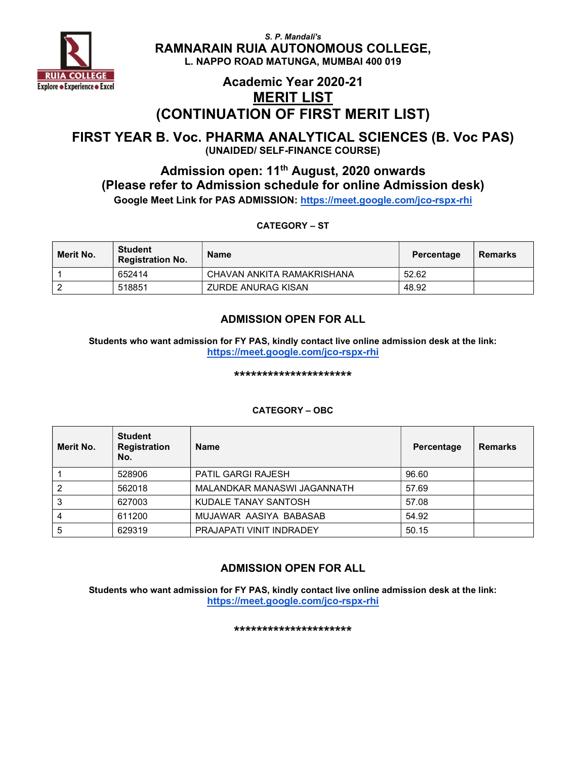*S. P. Mandali's*

**RAMNARAIN RUIA AUTONOMOUS COLLEGE,**
**L. NAPPO ROAD MATUNGA, MUMBAI 400 019**

## Academic Year 2020-21

# MERIT LIST

# (CONTINUATION OF FIRST MERIT LIST)

## FIRST YEAR B. Voc. PHARMA ANALYTICAL SCIENCES (B. Voc PAS)

**(UNAIDED/ SELF-FINANCE COURSE)**

## Admission open: 11th August, 2020 onwards

## (Please refer to Admission schedule for online Admission desk)

**Google Meet Link for PAS ADMISSION: https://meet.google.com/jco-rspx-rhi**

**CATEGORY – ST**

| Merit No. | Student Registration No. | Name | Percentage | Remarks |
|---|---|---|---|---|
| 1 | 652414 | CHAVAN ANKITA RAMAKRISHANA | 52.62 | |
| 2 | 518851 | ZURDE ANURAG KISAN | 48.92 | |

### ADMISSION OPEN FOR ALL

**Students who want admission for FY PAS, kindly contact live online admission desk at the link: https://meet.google.com/jco-rspx-rhi**

**********************

**CATEGORY – OBC**

| Merit No. | Student Registration No. | Name | Percentage | Remarks |
|---|---|---|---|---|
| 1 | 528906 | PATIL GARGI RAJESH | 96.60 | |
| 2 | 562018 | MALANDKAR MANASWI JAGANNATH | 57.69 | |
| 3 | 627003 | KUDALE TANAY SANTOSH | 57.08 | |
| 4 | 611200 | MUJAWAR AASIYA BABASAB | 54.92 | |
| 5 | 629319 | PRAJAPATI VINIT INDRADEY | 50.15 | |

### ADMISSION OPEN FOR ALL

**Students who want admission for FY PAS, kindly contact live online admission desk at the link: https://meet.google.com/jco-rspx-rhi**

**********************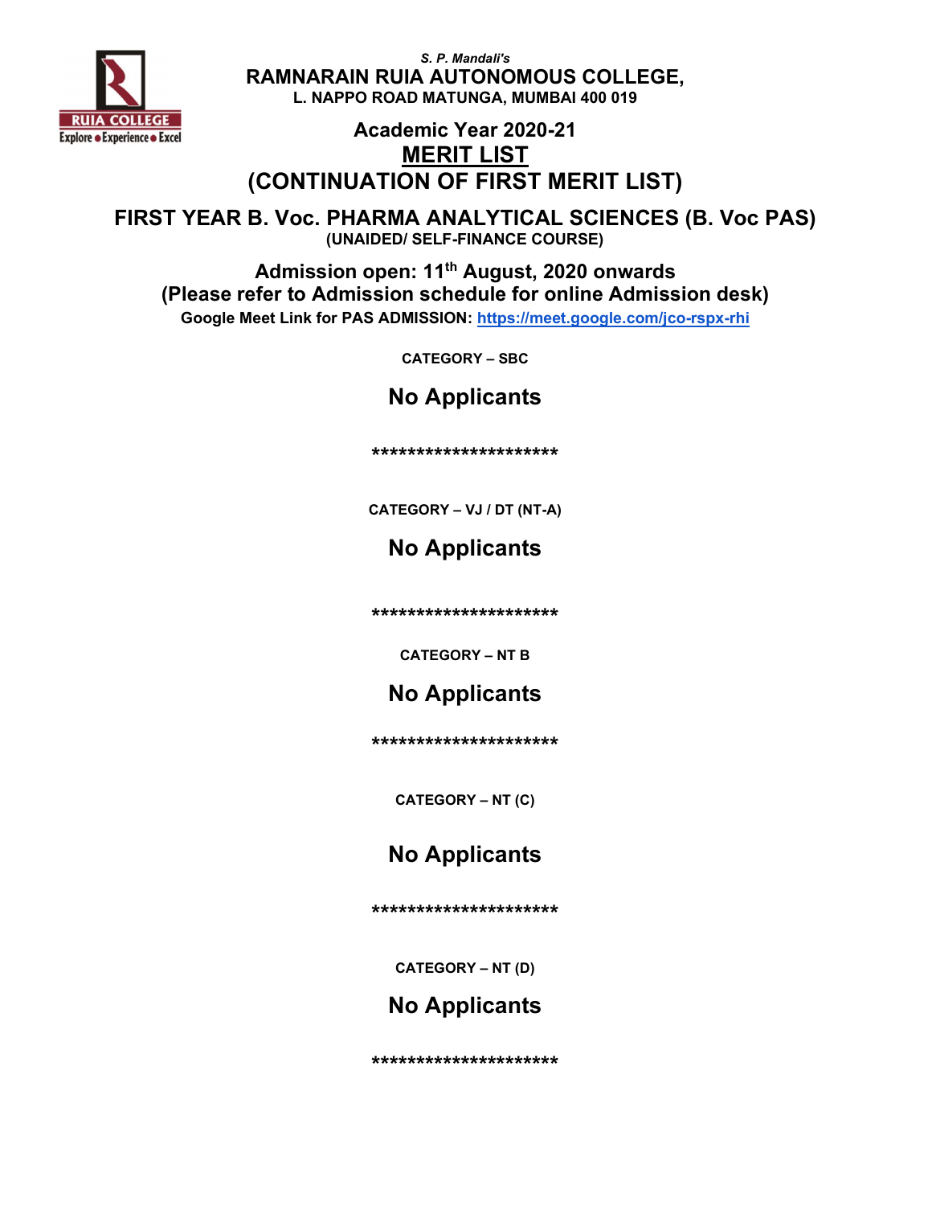*S. P. Mandali's*

**RAMNARAIN RUIA AUTONOMOUS COLLEGE,**

**L. NAPPO ROAD MATUNGA, MUMBAI 400 019**

**Academic Year 2020-21**

# MERIT LIST

# (CONTINUATION OF FIRST MERIT LIST)

## FIRST YEAR B. Voc. PHARMA ANALYTICAL SCIENCES (B. Voc PAS)

**(UNAIDED/ SELF-FINANCE COURSE)**

**Admission open: 11th August, 2020 onwards**

**(Please refer to Admission schedule for online Admission desk)**

**Google Meet Link for PAS ADMISSION: [https://meet.google.com/jco-rspx-rhi](https://meet.google.com/jco-rspx-rhi)**

**CATEGORY – SBC**

**No Applicants**

*********************

**CATEGORY – VJ / DT (NT-A)**

**No Applicants**

*********************

**CATEGORY – NT B**

**No Applicants**

*********************

**CATEGORY – NT (C)**

**No Applicants**

*********************

**CATEGORY – NT (D)**

**No Applicants**

*********************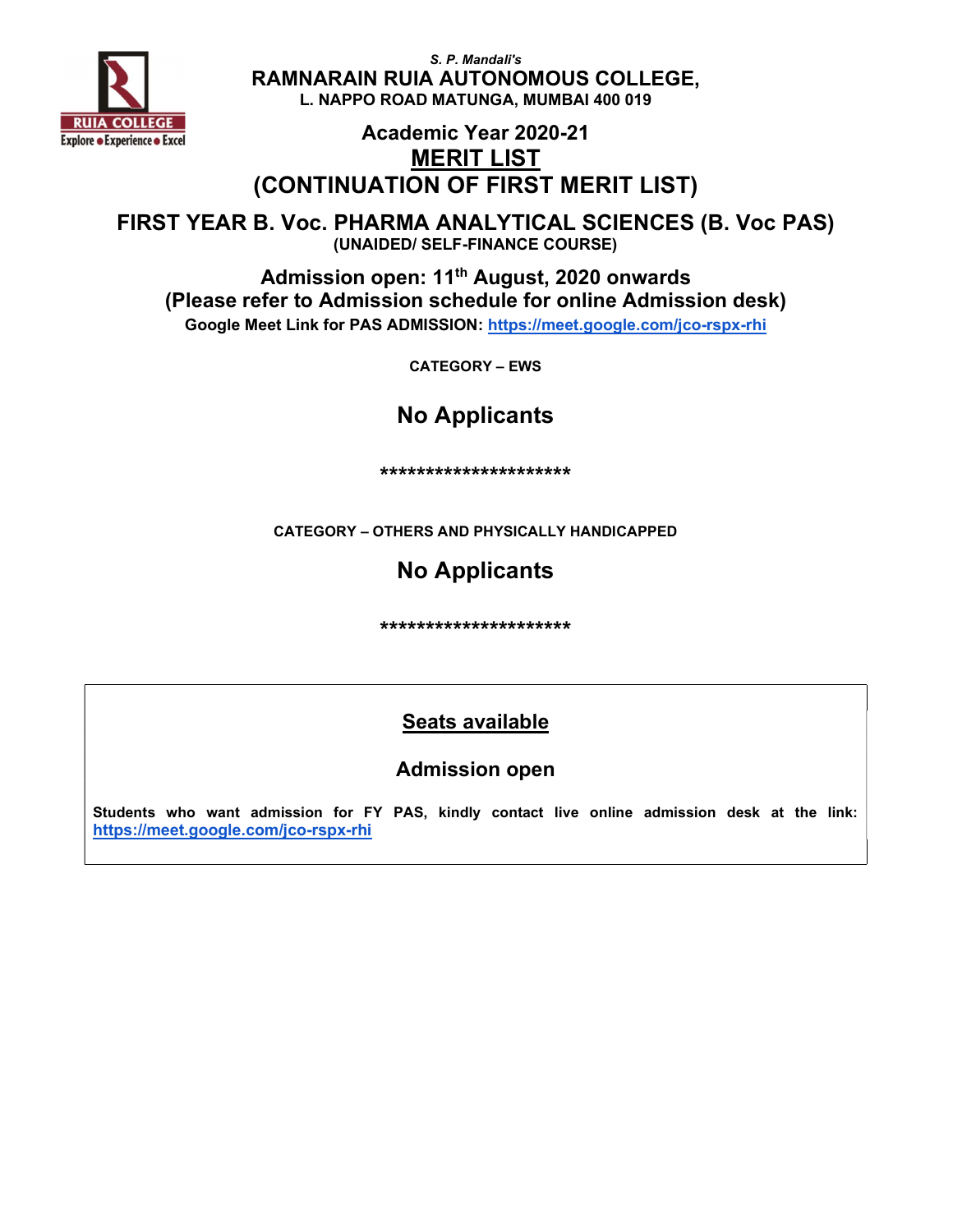*S. P. Mandali's*

**RAMNARAIN RUIA AUTONOMOUS COLLEGE,**

**L. NAPPO ROAD MATUNGA, MUMBAI 400 019**

**Academic Year 2020-21**

# MERIT LIST

# (CONTINUATION OF FIRST MERIT LIST)

## FIRST YEAR B. Voc. PHARMA ANALYTICAL SCIENCES (B. Voc PAS)

**(UNAIDED/ SELF-FINANCE COURSE)**

**Admission open: 11th August, 2020 onwards**

**(Please refer to Admission schedule for online Admission desk)**

**Google Meet Link for PAS ADMISSION: https://meet.google.com/jco-rspx-rhi**

**CATEGORY – EWS**

## No Applicants

*********************

**CATEGORY – OTHERS AND PHYSICALLY HANDICAPPED**

## No Applicants

*********************

## Seats available

### Admission open

**Students who want admission for FY PAS, kindly contact live online admission desk at the link: https://meet.google.com/jco-rspx-rhi**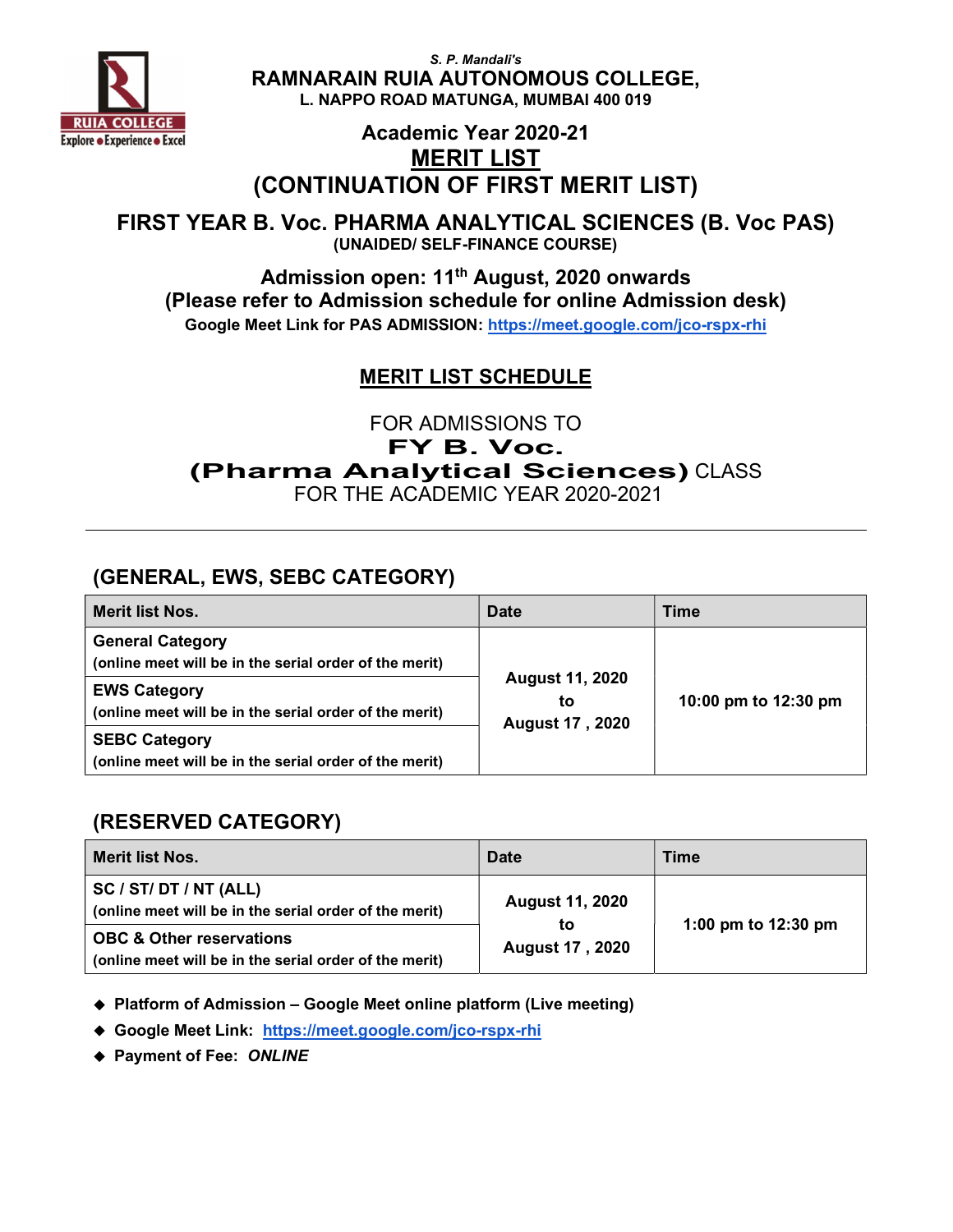*S. P. Mandali's*

**RAMNARAIN RUIA AUTONOMOUS COLLEGE,**

**L. NAPPO ROAD MATUNGA, MUMBAI 400 019**

**Academic Year 2020-21**

# MERIT LIST

# (CONTINUATION OF FIRST MERIT LIST)

## FIRST YEAR B. Voc. PHARMA ANALYTICAL SCIENCES (B. Voc PAS)

**(UNAIDED/ SELF-FINANCE COURSE)**

**Admission open: 11th August, 2020 onwards**

**(Please refer to Admission schedule for online Admission desk)**

**Google Meet Link for PAS ADMISSION:** https://meet.google.com/jco-rspx-rhi

## MERIT LIST SCHEDULE

FOR ADMISSIONS TO

**FY B. Voc.**

**(Pharma Analytical Sciences)** CLASS

FOR THE ACADEMIC YEAR 2020-2021

---

### (GENERAL, EWS, SEBC CATEGORY)

| Merit list Nos. | Date | Time |
|---|---|---|
| **General Category** (online meet will be in the serial order of the merit) | **August 11, 2020 to August 17 , 2020** | **10:00 pm to 12:30 pm** |
| **EWS Category** (online meet will be in the serial order of the merit) | | |
| **SEBC Category** (online meet will be in the serial order of the merit) | | |

### (RESERVED CATEGORY)

| Merit list Nos. | Date | Time |
|---|---|---|
| **SC / ST/ DT / NT (ALL)** (online meet will be in the serial order of the merit) | **August 11, 2020 to August 17 , 2020** | **1:00 pm to 12:30 pm** |
| **OBC & Other reservations** (online meet will be in the serial order of the merit) | | |

- **Platform of Admission – Google Meet online platform (Live meeting)**
- **Google Meet Link:** https://meet.google.com/jco-rspx-rhi
- **Payment of Fee:** ***ONLINE***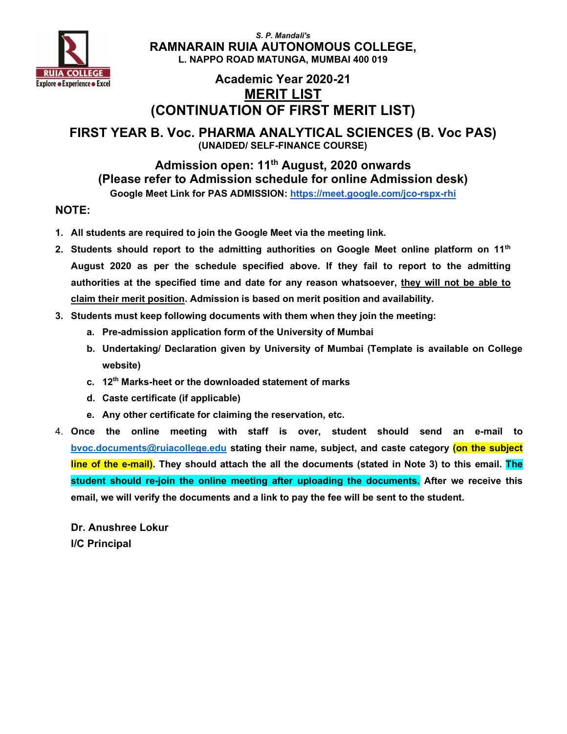*S. P. Mandali's*

**RAMNARAIN RUIA AUTONOMOUS COLLEGE,**

**L. NAPPO ROAD MATUNGA, MUMBAI 400 019**

## Academic Year 2020-21

## MERIT LIST

## (CONTINUATION OF FIRST MERIT LIST)

## FIRST YEAR B. Voc. PHARMA ANALYTICAL SCIENCES (B. Voc PAS)

**(UNAIDED/ SELF-FINANCE COURSE)**

### Admission open: 11th August, 2020 onwards

### (Please refer to Admission schedule for online Admission desk)

**Google Meet Link for PAS ADMISSION: https://meet.google.com/jco-rspx-rhi**

**NOTE:**

1. **All students are required to join the Google Meet via the meeting link.**
2. **Students should report to the admitting authorities on Google Meet online platform on 11th August 2020 as per the schedule specified above. If they fail to report to the admitting authorities at the specified time and date for any reason whatsoever, they will not be able to claim their merit position. Admission is based on merit position and availability.**
3. **Students must keep following documents with them when they join the meeting:**
   a. **Pre-admission application form of the University of Mumbai**
   b. **Undertaking/ Declaration given by University of Mumbai (Template is available on College website)**
   c. **12th Marks-heet or the downloaded statement of marks**
   d. **Caste certificate (if applicable)**
   e. **Any other certificate for claiming the reservation, etc.**
4. **Once the online meeting with staff is over, student should send an e-mail to bvoc.documents@ruiacollege.edu stating their name, subject, and caste category (on the subject line of the e-mail). They should attach the all the documents (stated in Note 3) to this email. The student should re-join the online meeting after uploading the documents. After we receive this email, we will verify the documents and a link to pay the fee will be sent to the student.**

**Dr. Anushree Lokur**

**I/C Principal**